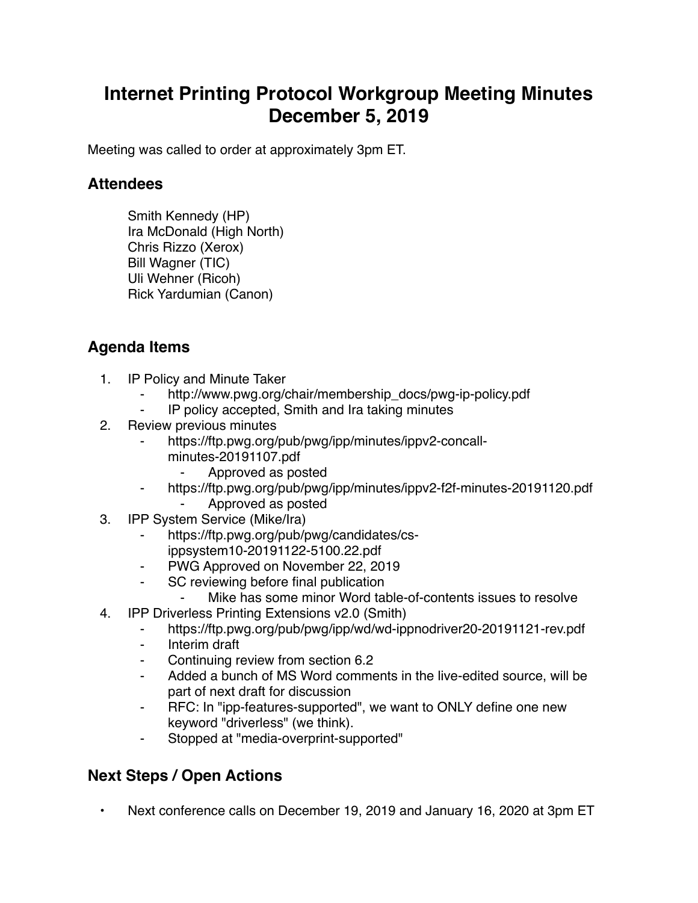# Internet Printing Protocol Workgroup Meeting Minutes December 5, 2019

Meeting was called to order at approximately 3pm ET.

## Attendees

Smith Kennedy (HP)
Ira McDonald (High North)
Chris Rizzo (Xerox)
Bill Wagner (TIC)
Uli Wehner (Ricoh)
Rick Yardumian (Canon)

## Agenda Items

1. IP Policy and Minute Taker
    - http://www.pwg.org/chair/membership_docs/pwg-ip-policy.pdf
    - IP policy accepted, Smith and Ira taking minutes
2. Review previous minutes
    - https://ftp.pwg.org/pub/pwg/ipp/minutes/ippv2-concall-minutes-20191107.pdf
        - Approved as posted
    - https://ftp.pwg.org/pub/pwg/ipp/minutes/ippv2-f2f-minutes-20191120.pdf
        - Approved as posted
3. IPP System Service (Mike/Ira)
    - https://ftp.pwg.org/pub/pwg/candidates/cs-ippsystem10-20191122-5100.22.pdf
    - PWG Approved on November 22, 2019
    - SC reviewing before final publication
        - Mike has some minor Word table-of-contents issues to resolve
4. IPP Driverless Printing Extensions v2.0 (Smith)
    - https://ftp.pwg.org/pub/pwg/ipp/wd/wd-ippnodriver20-20191121-rev.pdf
    - Interim draft
    - Continuing review from section 6.2
    - Added a bunch of MS Word comments in the live-edited source, will be part of next draft for discussion
    - RFC: In "ipp-features-supported", we want to ONLY define one new keyword "driverless" (we think).
    - Stopped at "media-overprint-supported"

## Next Steps / Open Actions

- Next conference calls on December 19, 2019 and January 16, 2020 at 3pm ET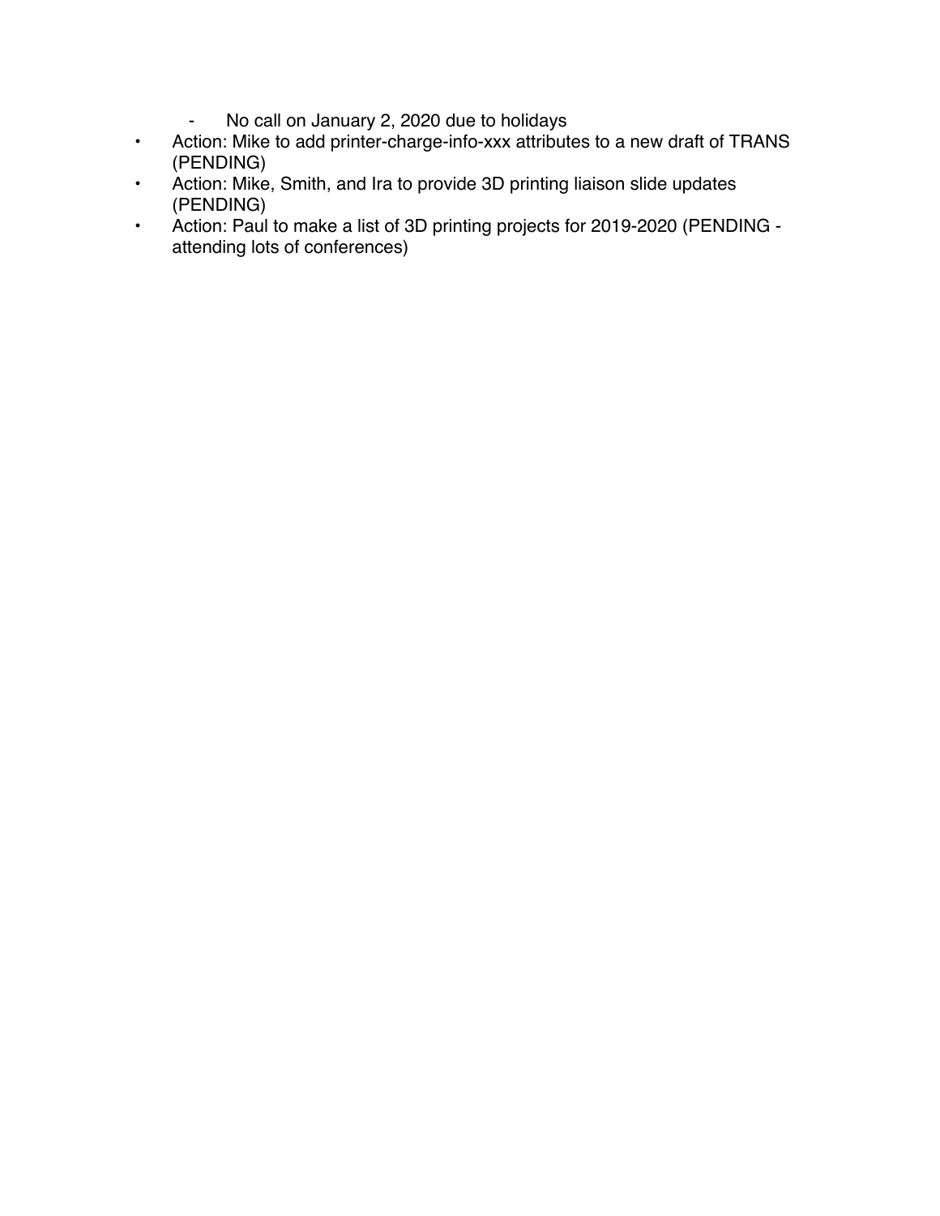- No call on January 2, 2020 due to holidays
- Action: Mike to add printer-charge-info-xxx attributes to a new draft of TRANS (PENDING)
- Action: Mike, Smith, and Ira to provide 3D printing liaison slide updates (PENDING)
- Action: Paul to make a list of 3D printing projects for 2019-2020 (PENDING - attending lots of conferences)